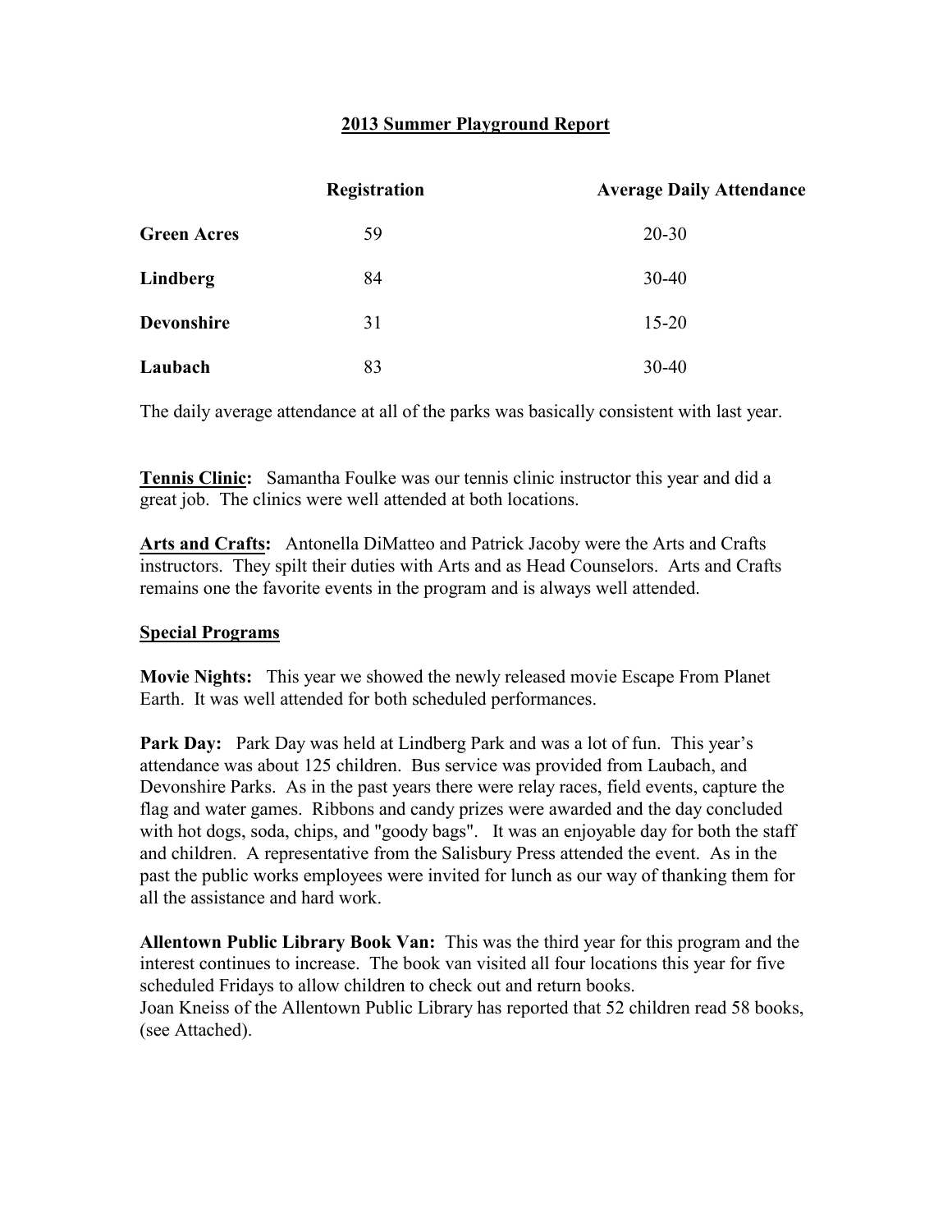# 2013 Summer Playground Report

| | Registration | Average Daily Attendance |
|---|---|---|
| **Green Acres** | 59 | 20-30 |
| **Lindberg** | 84 | 30-40 |
| **Devonshire** | 31 | 15-20 |
| **Laubach** | 83 | 30-40 |

The daily average attendance at all of the parks was basically consistent with last year.

**Tennis Clinic:** Samantha Foulke was our tennis clinic instructor this year and did a great job. The clinics were well attended at both locations.

**Arts and Crafts:** Antonella DiMatteo and Patrick Jacoby were the Arts and Crafts instructors. They spilt their duties with Arts and as Head Counselors. Arts and Crafts remains one the favorite events in the program and is always well attended.

## Special Programs

**Movie Nights:** This year we showed the newly released movie Escape From Planet Earth. It was well attended for both scheduled performances.

**Park Day:** Park Day was held at Lindberg Park and was a lot of fun. This year's attendance was about 125 children. Bus service was provided from Laubach, and Devonshire Parks. As in the past years there were relay races, field events, capture the flag and water games. Ribbons and candy prizes were awarded and the day concluded with hot dogs, soda, chips, and "goody bags". It was an enjoyable day for both the staff and children. A representative from the Salisbury Press attended the event. As in the past the public works employees were invited for lunch as our way of thanking them for all the assistance and hard work.

**Allentown Public Library Book Van:** This was the third year for this program and the interest continues to increase. The book van visited all four locations this year for five scheduled Fridays to allow children to check out and return books.
Joan Kneiss of the Allentown Public Library has reported that 52 children read 58 books, (see Attached).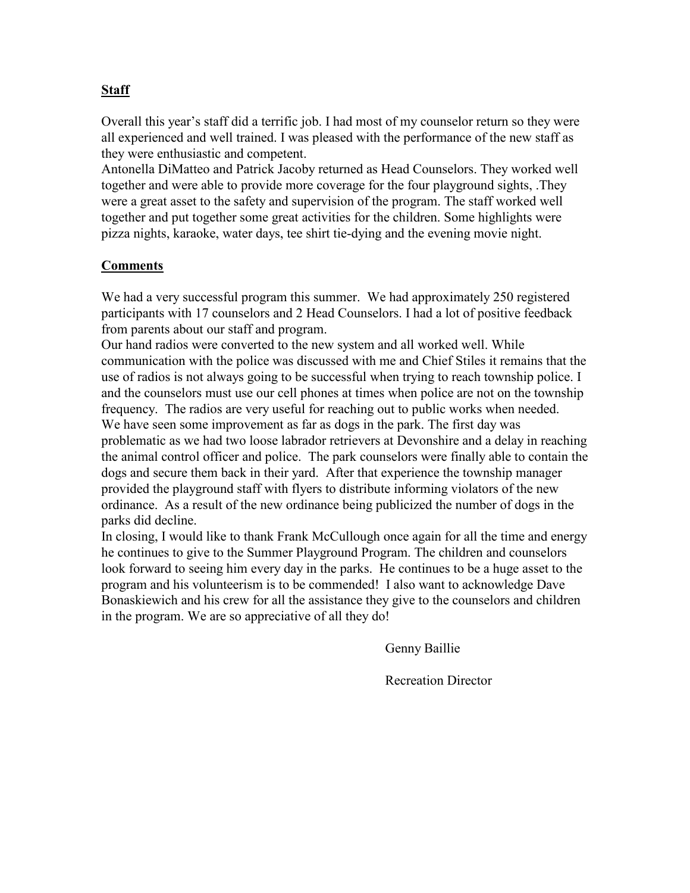**Staff**

Overall this year's staff did a terrific job. I had most of my counselor return so they were all experienced and well trained. I was pleased with the performance of the new staff as they were enthusiastic and competent.

Antonella DiMatteo and Patrick Jacoby returned as Head Counselors. They worked well together and were able to provide more coverage for the four playground sights, .They were a great asset to the safety and supervision of the program. The staff worked well together and put together some great activities for the children. Some highlights were pizza nights, karaoke, water days, tee shirt tie-dying and the evening movie night.

**Comments**

We had a very successful program this summer. We had approximately 250 registered participants with 17 counselors and 2 Head Counselors. I had a lot of positive feedback from parents about our staff and program.

Our hand radios were converted to the new system and all worked well. While communication with the police was discussed with me and Chief Stiles it remains that the use of radios is not always going to be successful when trying to reach township police. I and the counselors must use our cell phones at times when police are not on the township frequency. The radios are very useful for reaching out to public works when needed.

We have seen some improvement as far as dogs in the park. The first day was problematic as we had two loose labrador retrievers at Devonshire and a delay in reaching the animal control officer and police. The park counselors were finally able to contain the dogs and secure them back in their yard. After that experience the township manager provided the playground staff with flyers to distribute informing violators of the new ordinance. As a result of the new ordinance being publicized the number of dogs in the parks did decline.

In closing, I would like to thank Frank McCullough once again for all the time and energy he continues to give to the Summer Playground Program. The children and counselors look forward to seeing him every day in the parks. He continues to be a huge asset to the program and his volunteerism is to be commended! I also want to acknowledge Dave Bonaskiewich and his crew for all the assistance they give to the counselors and children in the program. We are so appreciative of all they do!

Genny Baillie

Recreation Director